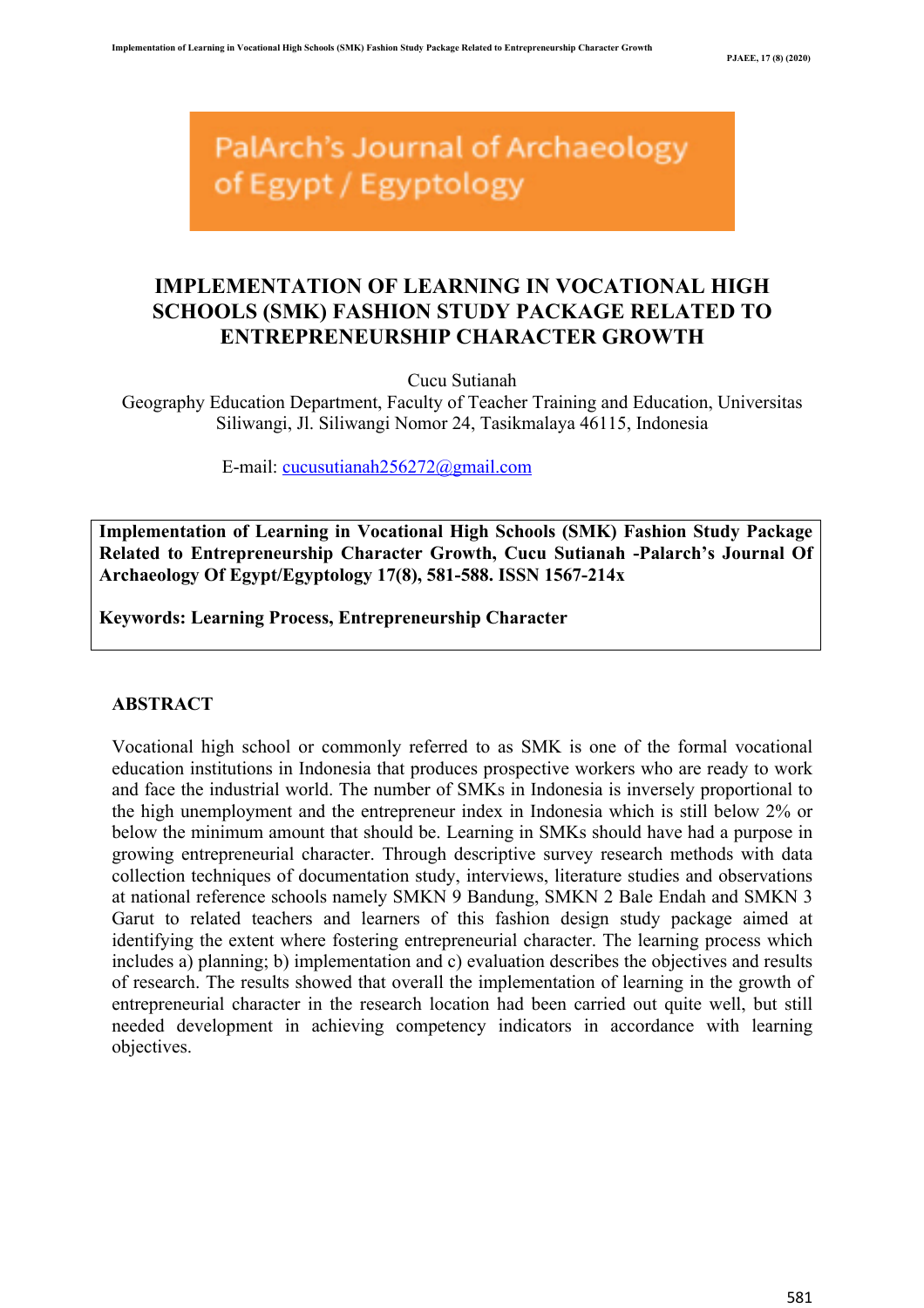PalArch's Journal of Archaeology of Egypt / Egyptology

# IMPLEMENTATION OF LEARNING IN VOCATIONAL HIGH SCHOOLS (SMK) FASHION STUDY PACKAGE RELATED TO ENTREPRENEURSHIP CHARACTER GROWTH

Cucu Sutianah

Geography Education Department, Faculty of Teacher Training and Education, Universitas Siliwangi, Jl. Siliwangi Nomor 24, Tasikmalaya 46115, Indonesia

E-mail: cucusutianah256272@gmail.com

**Implementation of Learning in Vocational High Schools (SMK) Fashion Study Package Related to Entrepreneurship Character Growth, Cucu Sutianah -Palarch's Journal Of Archaeology Of Egypt/Egyptology 17(8), 581-588. ISSN 1567-214x**

**Keywords: Learning Process, Entrepreneurship Character**

## ABSTRACT

Vocational high school or commonly referred to as SMK is one of the formal vocational education institutions in Indonesia that produces prospective workers who are ready to work and face the industrial world. The number of SMKs in Indonesia is inversely proportional to the high unemployment and the entrepreneur index in Indonesia which is still below 2% or below the minimum amount that should be. Learning in SMKs should have had a purpose in growing entrepreneurial character. Through descriptive survey research methods with data collection techniques of documentation study, interviews, literature studies and observations at national reference schools namely SMKN 9 Bandung, SMKN 2 Bale Endah and SMKN 3 Garut to related teachers and learners of this fashion design study package aimed at identifying the extent where fostering entrepreneurial character. The learning process which includes a) planning; b) implementation and c) evaluation describes the objectives and results of research. The results showed that overall the implementation of learning in the growth of entrepreneurial character in the research location had been carried out quite well, but still needed development in achieving competency indicators in accordance with learning objectives.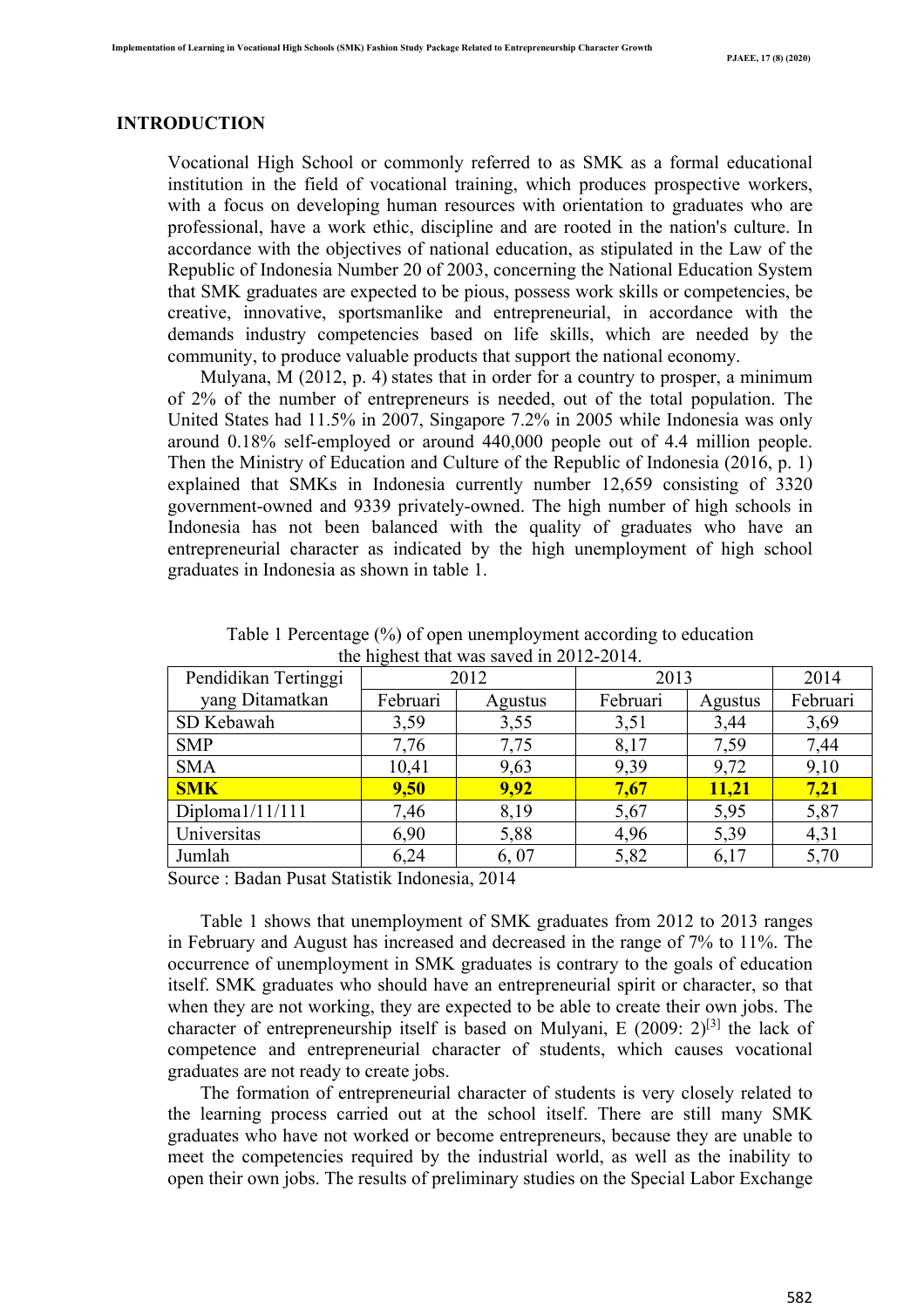## INTRODUCTION

Vocational High School or commonly referred to as SMK as a formal educational institution in the field of vocational training, which produces prospective workers, with a focus on developing human resources with orientation to graduates who are professional, have a work ethic, discipline and are rooted in the nation's culture. In accordance with the objectives of national education, as stipulated in the Law of the Republic of Indonesia Number 20 of 2003, concerning the National Education System that SMK graduates are expected to be pious, possess work skills or competencies, be creative, innovative, sportsmanlike and entrepreneurial, in accordance with the demands industry competencies based on life skills, which are needed by the community, to produce valuable products that support the national economy.

Mulyana, M (2012, p. 4) states that in order for a country to prosper, a minimum of 2% of the number of entrepreneurs is needed, out of the total population. The United States had 11.5% in 2007, Singapore 7.2% in 2005 while Indonesia was only around 0.18% self-employed or around 440,000 people out of 4.4 million people. Then the Ministry of Education and Culture of the Republic of Indonesia (2016, p. 1) explained that SMKs in Indonesia currently number 12,659 consisting of 3320 government-owned and 9339 privately-owned. The high number of high schools in Indonesia has not been balanced with the quality of graduates who have an entrepreneurial character as indicated by the high unemployment of high school graduates in Indonesia as shown in table 1.

Table 1 Percentage (%) of open unemployment according to education the highest that was saved in 2012-2014.

| Pendidikan Tertinggi yang Ditamatkan | 2012 | | 2013 | | 2014 |
|---|---|---|---|---|---|
| | Februari | Agustus | Februari | Agustus | Februari |
| SD Kebawah | 3,59 | 3,55 | 3,51 | 3,44 | 3,69 |
| SMP | 7,76 | 7,75 | 8,17 | 7,59 | 7,44 |
| SMA | 10,41 | 9,63 | 9,39 | 9,72 | 9,10 |
| **SMK** | **9,50** | **9,92** | **7,67** | **11,21** | **7,21** |
| Diploma1/11/111 | 7,46 | 8,19 | 5,67 | 5,95 | 5,87 |
| Universitas | 6,90 | 5,88 | 4,96 | 5,39 | 4,31 |
| Jumlah | 6,24 | 6, 07 | 5,82 | 6,17 | 5,70 |

Source : Badan Pusat Statistik Indonesia, 2014

Table 1 shows that unemployment of SMK graduates from 2012 to 2013 ranges in February and August has increased and decreased in the range of 7% to 11%. The occurrence of unemployment in SMK graduates is contrary to the goals of education itself. SMK graduates who should have an entrepreneurial spirit or character, so that when they are not working, they are expected to be able to create their own jobs. The character of entrepreneurship itself is based on Mulyani, E (2009: 2)[3] the lack of competence and entrepreneurial character of students, which causes vocational graduates are not ready to create jobs.

The formation of entrepreneurial character of students is very closely related to the learning process carried out at the school itself. There are still many SMK graduates who have not worked or become entrepreneurs, because they are unable to meet the competencies required by the industrial world, as well as the inability to open their own jobs. The results of preliminary studies on the Special Labor Exchange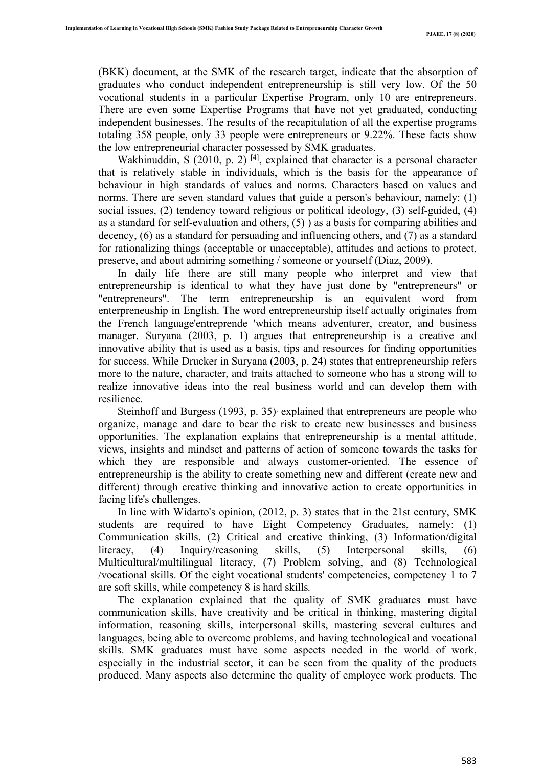(BKK) document, at the SMK of the research target, indicate that the absorption of graduates who conduct independent entrepreneurship is still very low. Of the 50 vocational students in a particular Expertise Program, only 10 are entrepreneurs. There are even some Expertise Programs that have not yet graduated, conducting independent businesses. The results of the recapitulation of all the expertise programs totaling 358 people, only 33 people were entrepreneurs or 9.22%. These facts show the low entrepreneurial character possessed by SMK graduates.

Wakhinuddin, S (2010, p. 2) [4], explained that character is a personal character that is relatively stable in individuals, which is the basis for the appearance of behaviour in high standards of values and norms. Characters based on values and norms. There are seven standard values that guide a person's behaviour, namely: (1) social issues, (2) tendency toward religious or political ideology, (3) self-guided, (4) as a standard for self-evaluation and others, (5) ) as a basis for comparing abilities and decency, (6) as a standard for persuading and influencing others, and (7) as a standard for rationalizing things (acceptable or unacceptable), attitudes and actions to protect, preserve, and about admiring something / someone or yourself (Diaz, 2009).

In daily life there are still many people who interpret and view that entrepreneurship is identical to what they have just done by "entrepreneurs" or "entrepreneurs". The term entrepreneurship is an equivalent word from enterpreneuship in English. The word entrepreneurship itself actually originates from the French language'entreprende 'which means adventurer, creator, and business manager. Suryana (2003, p. 1) argues that entrepreneurship is a creative and innovative ability that is used as a basis, tips and resources for finding opportunities for success. While Drucker in Suryana (2003, p. 24) states that entrepreneurship refers more to the nature, character, and traits attached to someone who has a strong will to realize innovative ideas into the real business world and can develop them with resilience.

Steinhoff and Burgess (1993, p. 35), explained that entrepreneurs are people who organize, manage and dare to bear the risk to create new businesses and business opportunities. The explanation explains that entrepreneurship is a mental attitude, views, insights and mindset and patterns of action of someone towards the tasks for which they are responsible and always customer-oriented. The essence of entrepreneurship is the ability to create something new and different (create new and different) through creative thinking and innovative action to create opportunities in facing life's challenges.

In line with Widarto's opinion, (2012, p. 3) states that in the 21st century, SMK students are required to have Eight Competency Graduates, namely: (1) Communication skills, (2) Critical and creative thinking, (3) Information/digital literacy, (4) Inquiry/reasoning skills, (5) Interpersonal skills, (6) Multicultural/multilingual literacy, (7) Problem solving, and (8) Technological /vocational skills. Of the eight vocational students' competencies, competency 1 to 7 are soft skills, while competency 8 is hard skills.

The explanation explained that the quality of SMK graduates must have communication skills, have creativity and be critical in thinking, mastering digital information, reasoning skills, interpersonal skills, mastering several cultures and languages, being able to overcome problems, and having technological and vocational skills. SMK graduates must have some aspects needed in the world of work, especially in the industrial sector, it can be seen from the quality of the products produced. Many aspects also determine the quality of employee work products. The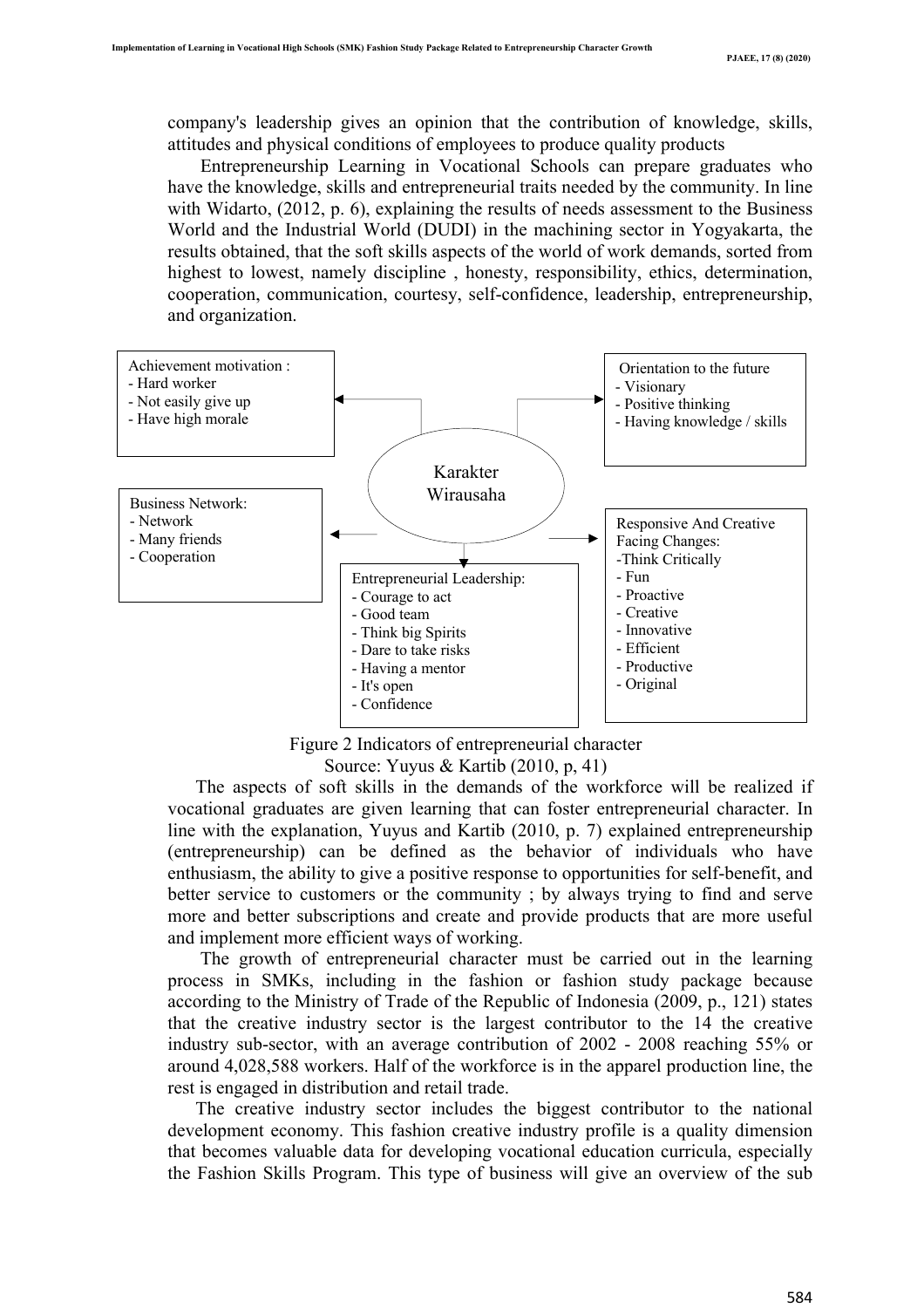company's leadership gives an opinion that the contribution of knowledge, skills, attitudes and physical conditions of employees to produce quality products

Entrepreneurship Learning in Vocational Schools can prepare graduates who have the knowledge, skills and entrepreneurial traits needed by the community. In line with Widarto, (2012, p. 6), explaining the results of needs assessment to the Business World and the Industrial World (DUDI) in the machining sector in Yogyakarta, the results obtained, that the soft skills aspects of the world of work demands, sorted from highest to lowest, namely discipline , honesty, responsibility, ethics, determination, cooperation, communication, courtesy, self-confidence, leadership, entrepreneurship, and organization.

Karakter Wirausaha

Achievement motivation :
- Hard worker
- Not easily give up
- Have high morale

Orientation to the future
- Visionary
- Positive thinking
- Having knowledge / skills

Business Network:
- Network
- Many friends
- Cooperation

Entrepreneurial Leadership:
- Courage to act
- Good team
- Think big Spirits
- Dare to take risks
- Having a mentor
- It's open
- Confidence

Responsive And Creative Facing Changes:
- Think Critically
- Fun
- Proactive
- Creative
- Innovative
- Efficient
- Productive
- Original

Figure 2 Indicators of entrepreneurial character
Source: Yuyus & Kartib (2010, p, 41)

The aspects of soft skills in the demands of the workforce will be realized if vocational graduates are given learning that can foster entrepreneurial character. In line with the explanation, Yuyus and Kartib (2010, p. 7) explained entrepreneurship (entrepreneurship) can be defined as the behavior of individuals who have enthusiasm, the ability to give a positive response to opportunities for self-benefit, and better service to customers or the community ; by always trying to find and serve more and better subscriptions and create and provide products that are more useful and implement more efficient ways of working.

The growth of entrepreneurial character must be carried out in the learning process in SMKs, including in the fashion or fashion study package because according to the Ministry of Trade of the Republic of Indonesia (2009, p., 121) states that the creative industry sector is the largest contributor to the 14 the creative industry sub-sector, with an average contribution of 2002 - 2008 reaching 55% or around 4,028,588 workers. Half of the workforce is in the apparel production line, the rest is engaged in distribution and retail trade.

The creative industry sector includes the biggest contributor to the national development economy. This fashion creative industry profile is a quality dimension that becomes valuable data for developing vocational education curricula, especially the Fashion Skills Program. This type of business will give an overview of the sub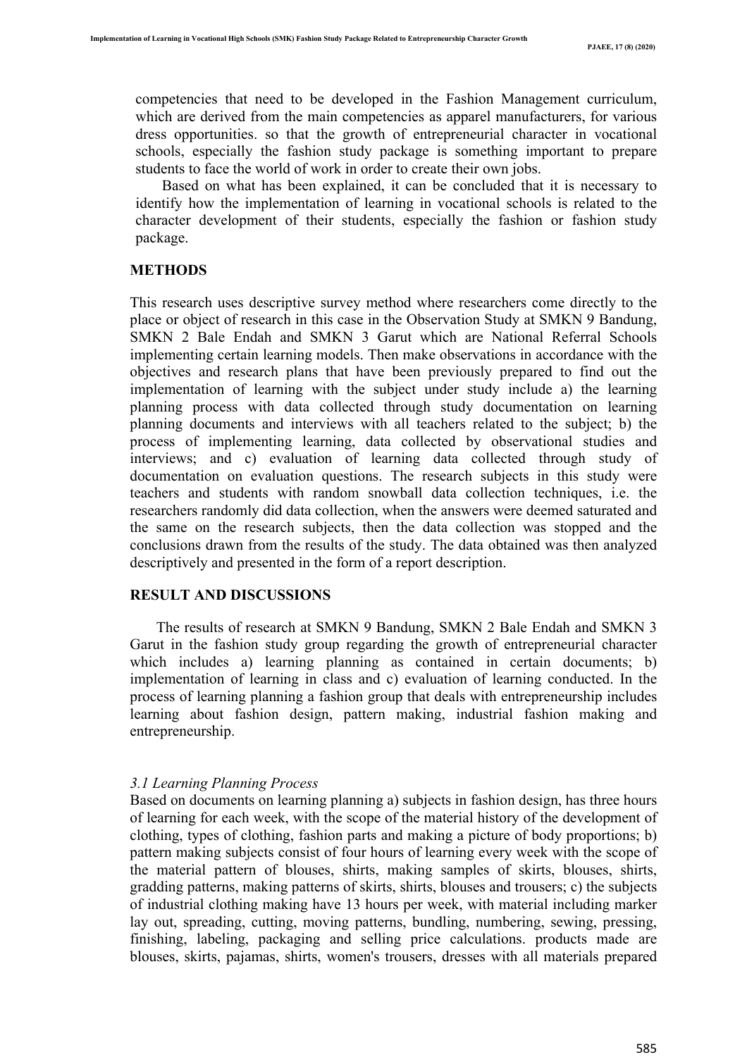competencies that need to be developed in the Fashion Management curriculum, which are derived from the main competencies as apparel manufacturers, for various dress opportunities. so that the growth of entrepreneurial character in vocational schools, especially the fashion study package is something important to prepare students to face the world of work in order to create their own jobs.

Based on what has been explained, it can be concluded that it is necessary to identify how the implementation of learning in vocational schools is related to the character development of their students, especially the fashion or fashion study package.

## METHODS

This research uses descriptive survey method where researchers come directly to the place or object of research in this case in the Observation Study at SMKN 9 Bandung, SMKN 2 Bale Endah and SMKN 3 Garut which are National Referral Schools implementing certain learning models. Then make observations in accordance with the objectives and research plans that have been previously prepared to find out the implementation of learning with the subject under study include a) the learning planning process with data collected through study documentation on learning planning documents and interviews with all teachers related to the subject; b) the process of implementing learning, data collected by observational studies and interviews; and c) evaluation of learning data collected through study of documentation on evaluation questions. The research subjects in this study were teachers and students with random snowball data collection techniques, i.e. the researchers randomly did data collection, when the answers were deemed saturated and the same on the research subjects, then the data collection was stopped and the conclusions drawn from the results of the study. The data obtained was then analyzed descriptively and presented in the form of a report description.

## RESULT AND DISCUSSIONS

The results of research at SMKN 9 Bandung, SMKN 2 Bale Endah and SMKN 3 Garut in the fashion study group regarding the growth of entrepreneurial character which includes a) learning planning as contained in certain documents; b) implementation of learning in class and c) evaluation of learning conducted. In the process of learning planning a fashion group that deals with entrepreneurship includes learning about fashion design, pattern making, industrial fashion making and entrepreneurship.

### *3.1 Learning Planning Process*

Based on documents on learning planning a) subjects in fashion design, has three hours of learning for each week, with the scope of the material history of the development of clothing, types of clothing, fashion parts and making a picture of body proportions; b) pattern making subjects consist of four hours of learning every week with the scope of the material pattern of blouses, shirts, making samples of skirts, blouses, shirts, gradding patterns, making patterns of skirts, shirts, blouses and trousers; c) the subjects of industrial clothing making have 13 hours per week, with material including marker lay out, spreading, cutting, moving patterns, bundling, numbering, sewing, pressing, finishing, labeling, packaging and selling price calculations. products made are blouses, skirts, pajamas, shirts, women's trousers, dresses with all materials prepared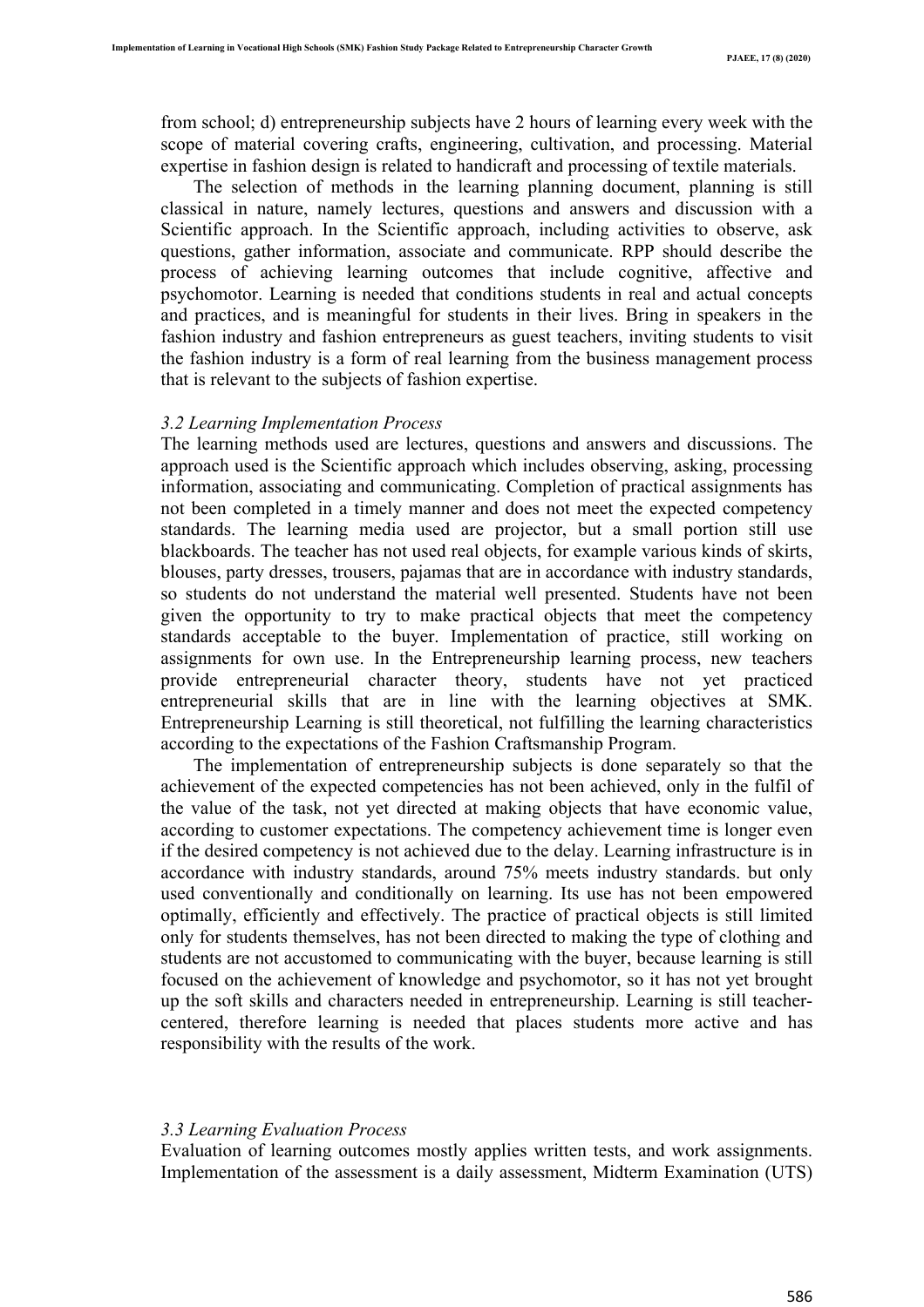from school; d) entrepreneurship subjects have 2 hours of learning every week with the scope of material covering crafts, engineering, cultivation, and processing. Material expertise in fashion design is related to handicraft and processing of textile materials.

The selection of methods in the learning planning document, planning is still classical in nature, namely lectures, questions and answers and discussion with a Scientific approach. In the Scientific approach, including activities to observe, ask questions, gather information, associate and communicate. RPP should describe the process of achieving learning outcomes that include cognitive, affective and psychomotor. Learning is needed that conditions students in real and actual concepts and practices, and is meaningful for students in their lives. Bring in speakers in the fashion industry and fashion entrepreneurs as guest teachers, inviting students to visit the fashion industry is a form of real learning from the business management process that is relevant to the subjects of fashion expertise.

### *3.2 Learning Implementation Process*

The learning methods used are lectures, questions and answers and discussions. The approach used is the Scientific approach which includes observing, asking, processing information, associating and communicating. Completion of practical assignments has not been completed in a timely manner and does not meet the expected competency standards. The learning media used are projector, but a small portion still use blackboards. The teacher has not used real objects, for example various kinds of skirts, blouses, party dresses, trousers, pajamas that are in accordance with industry standards, so students do not understand the material well presented. Students have not been given the opportunity to try to make practical objects that meet the competency standards acceptable to the buyer. Implementation of practice, still working on assignments for own use. In the Entrepreneurship learning process, new teachers provide entrepreneurial character theory, students have not yet practiced entrepreneurial skills that are in line with the learning objectives at SMK. Entrepreneurship Learning is still theoretical, not fulfilling the learning characteristics according to the expectations of the Fashion Craftsmanship Program.

The implementation of entrepreneurship subjects is done separately so that the achievement of the expected competencies has not been achieved, only in the fulfil of the value of the task, not yet directed at making objects that have economic value, according to customer expectations. The competency achievement time is longer even if the desired competency is not achieved due to the delay. Learning infrastructure is in accordance with industry standards, around 75% meets industry standards. but only used conventionally and conditionally on learning. Its use has not been empowered optimally, efficiently and effectively. The practice of practical objects is still limited only for students themselves, has not been directed to making the type of clothing and students are not accustomed to communicating with the buyer, because learning is still focused on the achievement of knowledge and psychomotor, so it has not yet brought up the soft skills and characters needed in entrepreneurship. Learning is still teacher-centered, therefore learning is needed that places students more active and has responsibility with the results of the work.

### *3.3 Learning Evaluation Process*

Evaluation of learning outcomes mostly applies written tests, and work assignments. Implementation of the assessment is a daily assessment, Midterm Examination (UTS)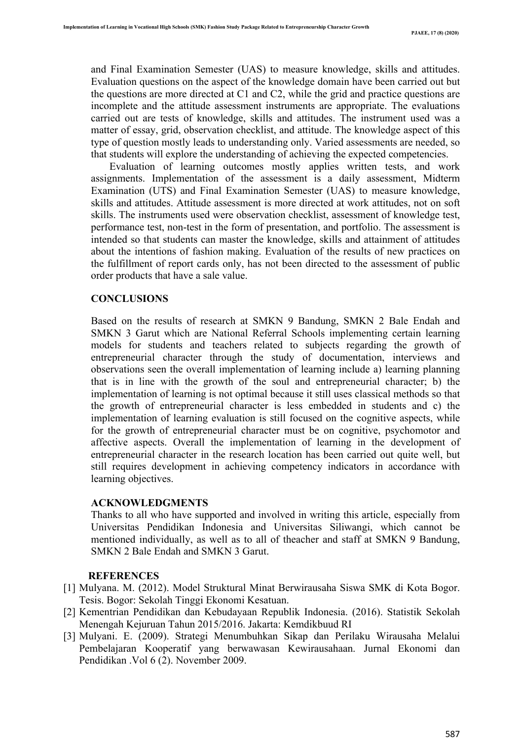and Final Examination Semester (UAS) to measure knowledge, skills and attitudes. Evaluation questions on the aspect of the knowledge domain have been carried out but the questions are more directed at C1 and C2, while the grid and practice questions are incomplete and the attitude assessment instruments are appropriate. The evaluations carried out are tests of knowledge, skills and attitudes. The instrument used was a matter of essay, grid, observation checklist, and attitude. The knowledge aspect of this type of question mostly leads to understanding only. Varied assessments are needed, so that students will explore the understanding of achieving the expected competencies.

Evaluation of learning outcomes mostly applies written tests, and work assignments. Implementation of the assessment is a daily assessment, Midterm Examination (UTS) and Final Examination Semester (UAS) to measure knowledge, skills and attitudes. Attitude assessment is more directed at work attitudes, not on soft skills. The instruments used were observation checklist, assessment of knowledge test, performance test, non-test in the form of presentation, and portfolio. The assessment is intended so that students can master the knowledge, skills and attainment of attitudes about the intentions of fashion making. Evaluation of the results of new practices on the fulfillment of report cards only, has not been directed to the assessment of public order products that have a sale value.

## CONCLUSIONS

Based on the results of research at SMKN 9 Bandung, SMKN 2 Bale Endah and SMKN 3 Garut which are National Referral Schools implementing certain learning models for students and teachers related to subjects regarding the growth of entrepreneurial character through the study of documentation, interviews and observations seen the overall implementation of learning include a) learning planning that is in line with the growth of the soul and entrepreneurial character; b) the implementation of learning is not optimal because it still uses classical methods so that the growth of entrepreneurial character is less embedded in students and c) the implementation of learning evaluation is still focused on the cognitive aspects, while for the growth of entrepreneurial character must be on cognitive, psychomotor and affective aspects. Overall the implementation of learning in the development of entrepreneurial character in the research location has been carried out quite well, but still requires development in achieving competency indicators in accordance with learning objectives.

## ACKNOWLEDGMENTS

Thanks to all who have supported and involved in writing this article, especially from Universitas Pendidikan Indonesia and Universitas Siliwangi, which cannot be mentioned individually, as well as to all of theacher and staff at SMKN 9 Bandung, SMKN 2 Bale Endah and SMKN 3 Garut.

## REFERENCES

[1] Mulyana. M. (2012). Model Struktural Minat Berwirausaha Siswa SMK di Kota Bogor. Tesis. Bogor: Sekolah Tinggi Ekonomi Kesatuan.

[2] Kementrian Pendidikan dan Kebudayaan Republik Indonesia. (2016). Statistik Sekolah Menengah Kejuruan Tahun 2015/2016. Jakarta: Kemdikbuud RI

[3] Mulyani. E. (2009). Strategi Menumbuhkan Sikap dan Perilaku Wirausaha Melalui Pembelajaran Kooperatif yang berwawasan Kewirausahaan. Jurnal Ekonomi dan Pendidikan .Vol 6 (2). November 2009.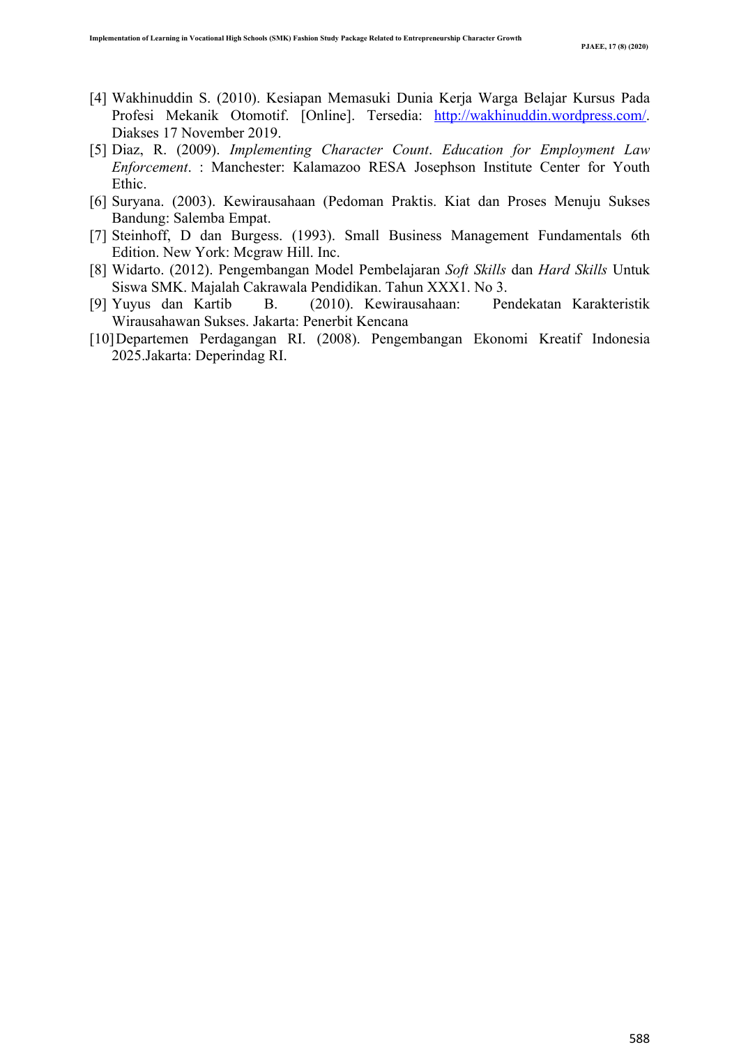[4] Wakhinuddin S. (2010). Kesiapan Memasuki Dunia Kerja Warga Belajar Kursus Pada Profesi Mekanik Otomotif. [Online]. Tersedia: http://wakhinuddin.wordpress.com/. Diakses 17 November 2019.

[5] Diaz, R. (2009). *Implementing Character Count*. *Education for Employment Law Enforcement*. : Manchester: Kalamazoo RESA Josephson Institute Center for Youth Ethic.

[6] Suryana. (2003). Kewirausahaan (Pedoman Praktis. Kiat dan Proses Menuju Sukses Bandung: Salemba Empat.

[7] Steinhoff, D dan Burgess. (1993). Small Business Management Fundamentals 6th Edition. New York: Mcgraw Hill. Inc.

[8] Widarto. (2012). Pengembangan Model Pembelajaran *Soft Skills* dan *Hard Skills* Untuk Siswa SMK. Majalah Cakrawala Pendidikan. Tahun XXX1. No 3.

[9] Yuyus dan Kartib B. (2010). Kewirausahaan: Pendekatan Karakteristik Wirausahawan Sukses. Jakarta: Penerbit Kencana

[10] Departemen Perdagangan RI. (2008). Pengembangan Ekonomi Kreatif Indonesia 2025.Jakarta: Deperindag RI.